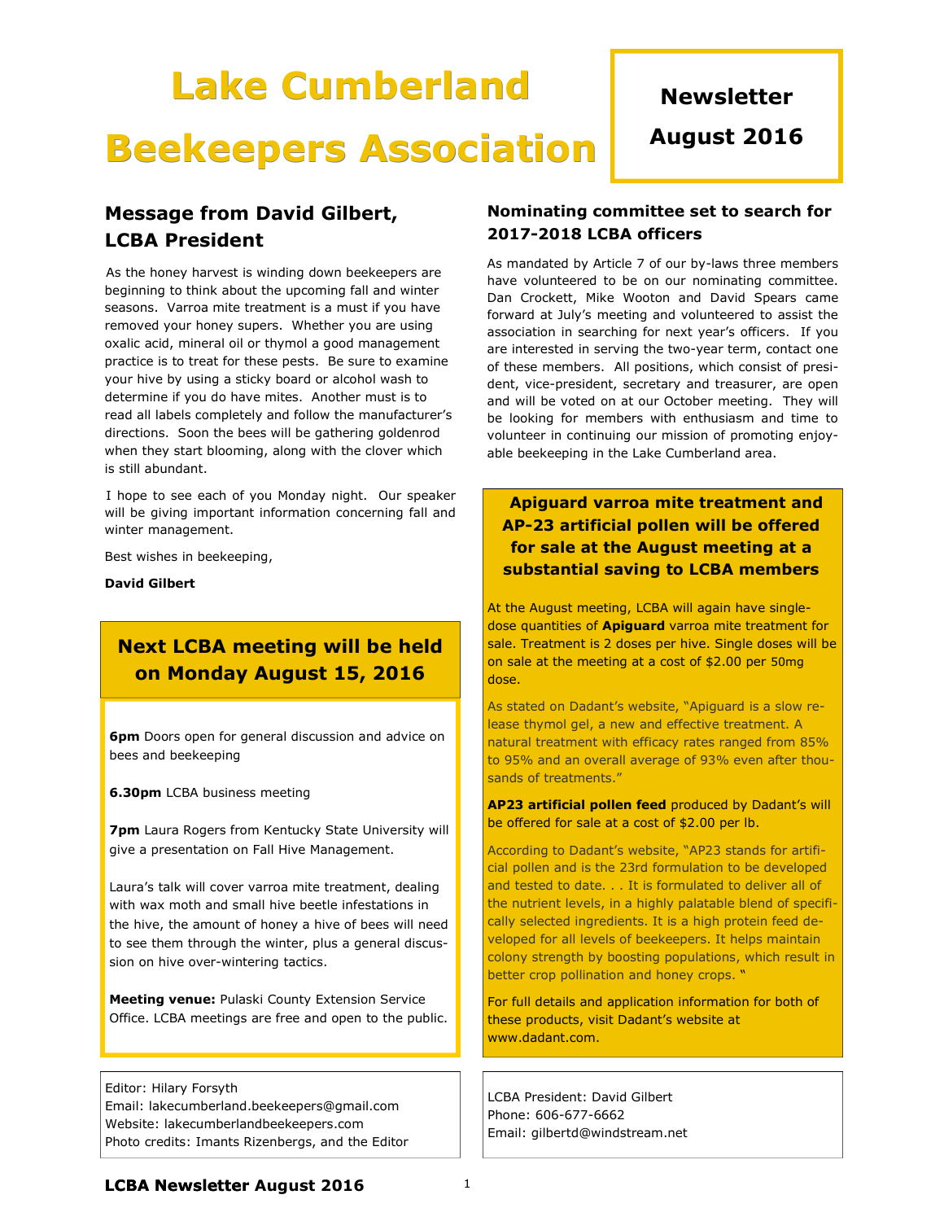# Lake Cumberland Beekeepers Association

**Newsletter August 2016**

## Message from David Gilbert, LCBA President

As the honey harvest is winding down beekeepers are beginning to think about the upcoming fall and winter seasons. Varroa mite treatment is a must if you have removed your honey supers. Whether you are using oxalic acid, mineral oil or thymol a good management practice is to treat for these pests. Be sure to examine your hive by using a sticky board or alcohol wash to determine if you do have mites. Another must is to read all labels completely and follow the manufacturer's directions. Soon the bees will be gathering goldenrod when they start blooming, along with the clover which is still abundant.

I hope to see each of you Monday night. Our speaker will be giving important information concerning fall and winter management.

Best wishes in beekeeping,

**David Gilbert**

## Next LCBA meeting will be held on Monday August 15, 2016

**6pm** Doors open for general discussion and advice on bees and beekeeping

**6.30pm** LCBA business meeting

**7pm** Laura Rogers from Kentucky State University will give a presentation on Fall Hive Management.

Laura's talk will cover varroa mite treatment, dealing with wax moth and small hive beetle infestations in the hive, the amount of honey a hive of bees will need to see them through the winter, plus a general discussion on hive over-wintering tactics.

**Meeting venue:** Pulaski County Extension Service Office. LCBA meetings are free and open to the public.

Editor: Hilary Forsyth
Email: lakecumberland.beekeepers@gmail.com
Website: lakecumberlandbeekeepers.com
Photo credits: Imants Rizenbergs, and the Editor

## Nominating committee set to search for 2017-2018 LCBA officers

As mandated by Article 7 of our by-laws three members have volunteered to be on our nominating committee. Dan Crockett, Mike Wooton and David Spears came forward at July's meeting and volunteered to assist the association in searching for next year's officers. If you are interested in serving the two-year term, contact one of these members. All positions, which consist of president, vice-president, secretary and treasurer, are open and will be voted on at our October meeting. They will be looking for members with enthusiasm and time to volunteer in continuing our mission of promoting enjoyable beekeeping in the Lake Cumberland area.

## Apiguard varroa mite treatment and AP-23 artificial pollen will be offered for sale at the August meeting at a substantial saving to LCBA members

At the August meeting, LCBA will again have single-dose quantities of **Apiguard** varroa mite treatment for sale. Treatment is 2 doses per hive. Single doses will be on sale at the meeting at a cost of $2.00 per 50mg dose.

As stated on Dadant's website, "Apiguard is a slow release thymol gel, a new and effective treatment. A natural treatment with efficacy rates ranged from 85% to 95% and an overall average of 93% even after thousands of treatments."

**AP23 artificial pollen feed** produced by Dadant's will be offered for sale at a cost of $2.00 per lb.

According to Dadant's website, "AP23 stands for artificial pollen and is the 23rd formulation to be developed and tested to date. . . It is formulated to deliver all of the nutrient levels, in a highly palatable blend of specifically selected ingredients. It is a high protein feed developed for all levels of beekeepers. It helps maintain colony strength by boosting populations, which result in better crop pollination and honey crops. "

For full details and application information for both of these products, visit Dadant's website at www.dadant.com.

LCBA President: David Gilbert
Phone: 606-677-6662
Email: gilbertd@windstream.net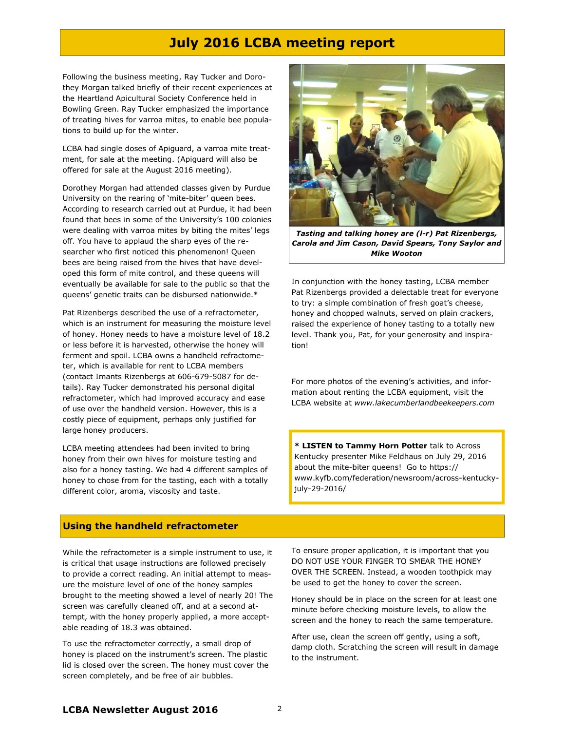# July 2016 LCBA meeting report

Following the business meeting, Ray Tucker and Dorothey Morgan talked briefly of their recent experiences at the Heartland Apicultural Society Conference held in Bowling Green. Ray Tucker emphasized the importance of treating hives for varroa mites, to enable bee populations to build up for the winter.

LCBA had single doses of Apiguard, a varroa mite treatment, for sale at the meeting. (Apiguard will also be offered for sale at the August 2016 meeting).

Dorothey Morgan had attended classes given by Purdue University on the rearing of 'mite-biter' queen bees. According to research carried out at Purdue, it had been found that bees in some of the University's 100 colonies were dealing with varroa mites by biting the mites' legs off. You have to applaud the sharp eyes of the researcher who first noticed this phenomenon! Queen bees are being raised from the hives that have developed this form of mite control, and these queens will eventually be available for sale to the public so that the queens' genetic traits can be disbursed nationwide.*

Pat Rizenbergs described the use of a refractometer, which is an instrument for measuring the moisture level of honey. Honey needs to have a moisture level of 18.2 or less before it is harvested, otherwise the honey will ferment and spoil. LCBA owns a handheld refractometer, which is available for rent to LCBA members (contact Imants Rizenbergs at 606-679-5087 for details). Ray Tucker demonstrated his personal digital refractometer, which had improved accuracy and ease of use over the handheld version. However, this is a costly piece of equipment, perhaps only justified for large honey producers.

LCBA meeting attendees had been invited to bring honey from their own hives for moisture testing and also for a honey tasting. We had 4 different samples of honey to chose from for the tasting, each with a totally different color, aroma, viscosity and taste.

***Tasting and talking honey are (l-r) Pat Rizenbergs, Carola and Jim Cason, David Spears, Tony Saylor and Mike Wooton***

In conjunction with the honey tasting, LCBA member Pat Rizenbergs provided a delectable treat for everyone to try: a simple combination of fresh goat's cheese, honey and chopped walnuts, served on plain crackers, raised the experience of honey tasting to a totally new level. Thank you, Pat, for your generosity and inspiration!

For more photos of the evening's activities, and information about renting the LCBA equipment, visit the LCBA website at *www.lakecumberlandbeekeepers.com*

**\* LISTEN to Tammy Horn Potter** talk to Across Kentucky presenter Mike Feldhaus on July 29, 2016 about the mite-biter queens! Go to https://www.kyfb.com/federation/newsroom/across-kentucky-july-29-2016/

## Using the handheld refractometer

While the refractometer is a simple instrument to use, it is critical that usage instructions are followed precisely to provide a correct reading. An initial attempt to measure the moisture level of one of the honey samples brought to the meeting showed a level of nearly 20! The screen was carefully cleaned off, and at a second attempt, with the honey properly applied, a more acceptable reading of 18.3 was obtained.

To use the refractometer correctly, a small drop of honey is placed on the instrument's screen. The plastic lid is closed over the screen. The honey must cover the screen completely, and be free of air bubbles.

To ensure proper application, it is important that you DO NOT USE YOUR FINGER TO SMEAR THE HONEY OVER THE SCREEN. Instead, a wooden toothpick may be used to get the honey to cover the screen.

Honey should be in place on the screen for at least one minute before checking moisture levels, to allow the screen and the honey to reach the same temperature.

After use, clean the screen off gently, using a soft, damp cloth. Scratching the screen will result in damage to the instrument.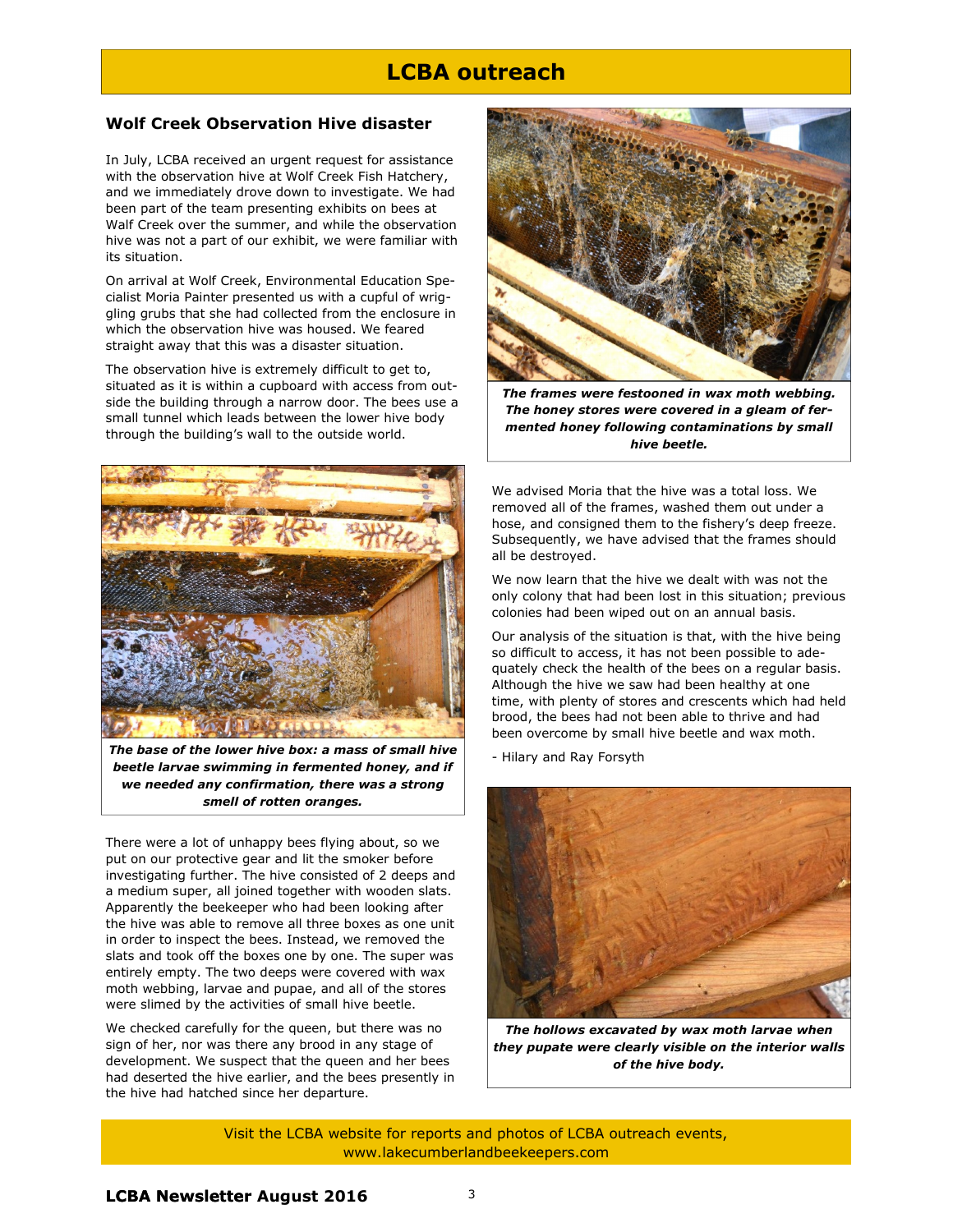# LCBA outreach

## Wolf Creek Observation Hive disaster

In July, LCBA received an urgent request for assistance with the observation hive at Wolf Creek Fish Hatchery, and we immediately drove down to investigate. We had been part of the team presenting exhibits on bees at Walf Creek over the summer, and while the observation hive was not a part of our exhibit, we were familiar with its situation.

On arrival at Wolf Creek, Environmental Education Specialist Moria Painter presented us with a cupful of wriggling grubs that she had collected from the enclosure in which the observation hive was housed. We feared straight away that this was a disaster situation.

The observation hive is extremely difficult to get to, situated as it is within a cupboard with access from outside the building through a narrow door. The bees use a small tunnel which leads between the lower hive body through the building's wall to the outside world.

***The base of the lower hive box: a mass of small hive beetle larvae swimming in fermented honey, and if we needed any confirmation, there was a strong smell of rotten oranges.***

There were a lot of unhappy bees flying about, so we put on our protective gear and lit the smoker before investigating further. The hive consisted of 2 deeps and a medium super, all joined together with wooden slats. Apparently the beekeeper who had been looking after the hive was able to remove all three boxes as one unit in order to inspect the bees. Instead, we removed the slats and took off the boxes one by one. The super was entirely empty. The two deeps were covered with wax moth webbing, larvae and pupae, and all of the stores were slimed by the activities of small hive beetle.

We checked carefully for the queen, but there was no sign of her, nor was there any brood in any stage of development. We suspect that the queen and her bees had deserted the hive earlier, and the bees presently in the hive had hatched since her departure.

***The frames were festooned in wax moth webbing. The honey stores were covered in a gleam of fermented honey following contaminations by small hive beetle.***

We advised Moria that the hive was a total loss. We removed all of the frames, washed them out under a hose, and consigned them to the fishery's deep freeze. Subsequently, we have advised that the frames should all be destroyed.

We now learn that the hive we dealt with was not the only colony that had been lost in this situation; previous colonies had been wiped out on an annual basis.

Our analysis of the situation is that, with the hive being so difficult to access, it has not been possible to adequately check the health of the bees on a regular basis. Although the hive we saw had been healthy at one time, with plenty of stores and crescents which had held brood, the bees had not been able to thrive and had been overcome by small hive beetle and wax moth.

\- Hilary and Ray Forsyth

***The hollows excavated by wax moth larvae when they pupate were clearly visible on the interior walls of the hive body.***

Visit the LCBA website for reports and photos of LCBA outreach events, www.lakecumberlandbeekeepers.com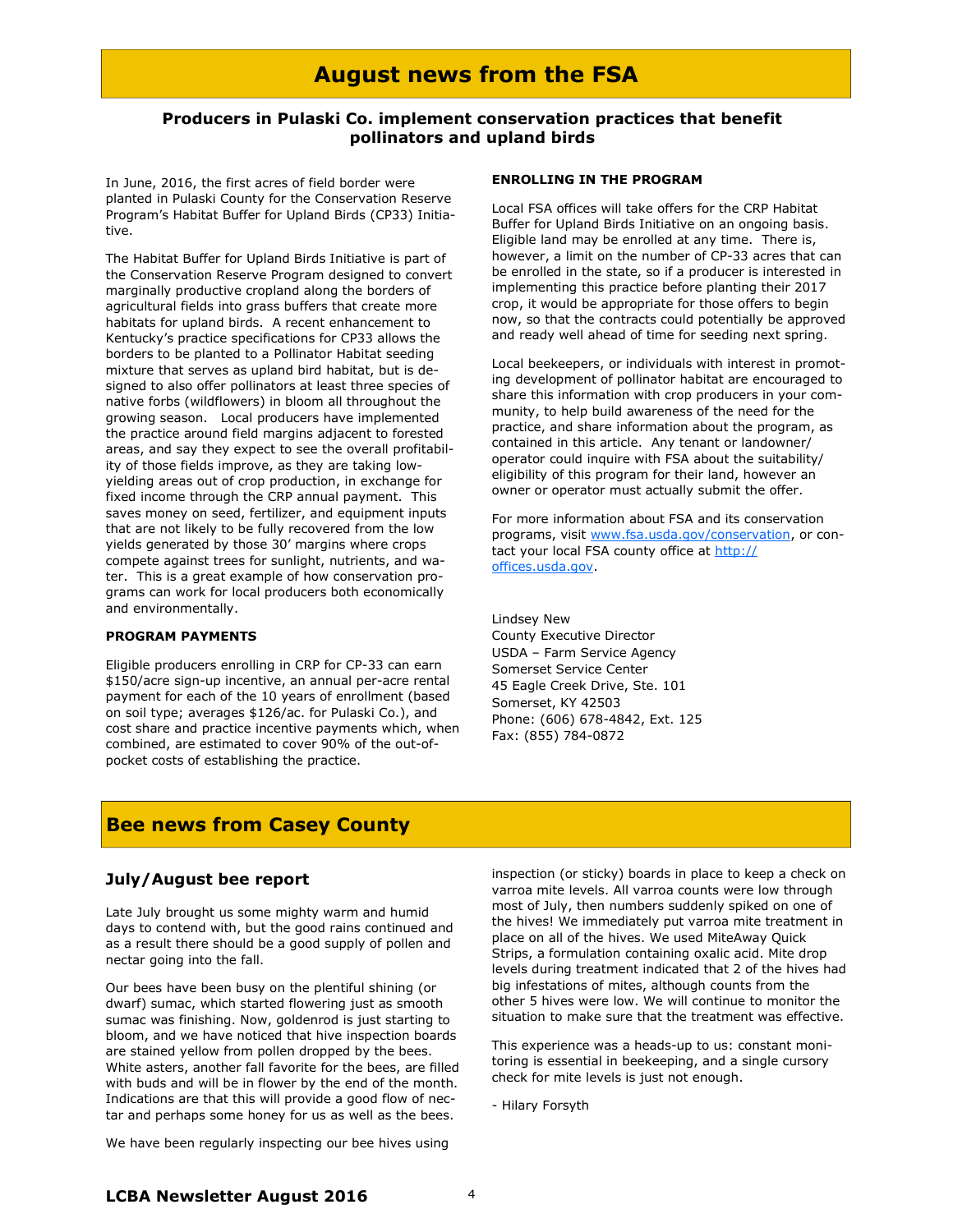# August news from the FSA

### Producers in Pulaski Co. implement conservation practices that benefit pollinators and upland birds

In June, 2016, the first acres of field border were planted in Pulaski County for the Conservation Reserve Program's Habitat Buffer for Upland Birds (CP33) Initiative.

The Habitat Buffer for Upland Birds Initiative is part of the Conservation Reserve Program designed to convert marginally productive cropland along the borders of agricultural fields into grass buffers that create more habitats for upland birds. A recent enhancement to Kentucky's practice specifications for CP33 allows the borders to be planted to a Pollinator Habitat seeding mixture that serves as upland bird habitat, but is designed to also offer pollinators at least three species of native forbs (wildflowers) in bloom all throughout the growing season. Local producers have implemented the practice around field margins adjacent to forested areas, and say they expect to see the overall profitability of those fields improve, as they are taking low-yielding areas out of crop production, in exchange for fixed income through the CRP annual payment. This saves money on seed, fertilizer, and equipment inputs that are not likely to be fully recovered from the low yields generated by those 30' margins where crops compete against trees for sunlight, nutrients, and water. This is a great example of how conservation programs can work for local producers both economically and environmentally.

**PROGRAM PAYMENTS**

Eligible producers enrolling in CRP for CP-33 can earn $150/acre sign-up incentive, an annual per-acre rental payment for each of the 10 years of enrollment (based on soil type; averages $126/ac. for Pulaski Co.), and cost share and practice incentive payments which, when combined, are estimated to cover 90% of the out-of-pocket costs of establishing the practice.

**ENROLLING IN THE PROGRAM**

Local FSA offices will take offers for the CRP Habitat Buffer for Upland Birds Initiative on an ongoing basis. Eligible land may be enrolled at any time. There is, however, a limit on the number of CP-33 acres that can be enrolled in the state, so if a producer is interested in implementing this practice before planting their 2017 crop, it would be appropriate for those offers to begin now, so that the contracts could potentially be approved and ready well ahead of time for seeding next spring.

Local beekeepers, or individuals with interest in promoting development of pollinator habitat are encouraged to share this information with crop producers in your community, to help build awareness of the need for the practice, and share information about the program, as contained in this article. Any tenant or landowner/operator could inquire with FSA about the suitability/eligibility of this program for their land, however an owner or operator must actually submit the offer.

For more information about FSA and its conservation programs, visit www.fsa.usda.gov/conservation, or contact your local FSA county office at http://offices.usda.gov.

Lindsey New
County Executive Director
USDA – Farm Service Agency
Somerset Service Center
45 Eagle Creek Drive, Ste. 101
Somerset, KY 42503
Phone: (606) 678-4842, Ext. 125
Fax: (855) 784-0872

# Bee news from Casey County

## July/August bee report

Late July brought us some mighty warm and humid days to contend with, but the good rains continued and as a result there should be a good supply of pollen and nectar going into the fall.

Our bees have been busy on the plentiful shining (or dwarf) sumac, which started flowering just as smooth sumac was finishing. Now, goldenrod is just starting to bloom, and we have noticed that hive inspection boards are stained yellow from pollen dropped by the bees. White asters, another fall favorite for the bees, are filled with buds and will be in flower by the end of the month. Indications are that this will provide a good flow of nectar and perhaps some honey for us as well as the bees.

We have been regularly inspecting our bee hives using inspection (or sticky) boards in place to keep a check on varroa mite levels. All varroa counts were low through most of July, then numbers suddenly spiked on one of the hives! We immediately put varroa mite treatment in place on all of the hives. We used MiteAway Quick Strips, a formulation containing oxalic acid. Mite drop levels during treatment indicated that 2 of the hives had big infestations of mites, although counts from the other 5 hives were low. We will continue to monitor the situation to make sure that the treatment was effective.

This experience was a heads-up to us: constant monitoring is essential in beekeeping, and a single cursory check for mite levels is just not enough.

- Hilary Forsyth